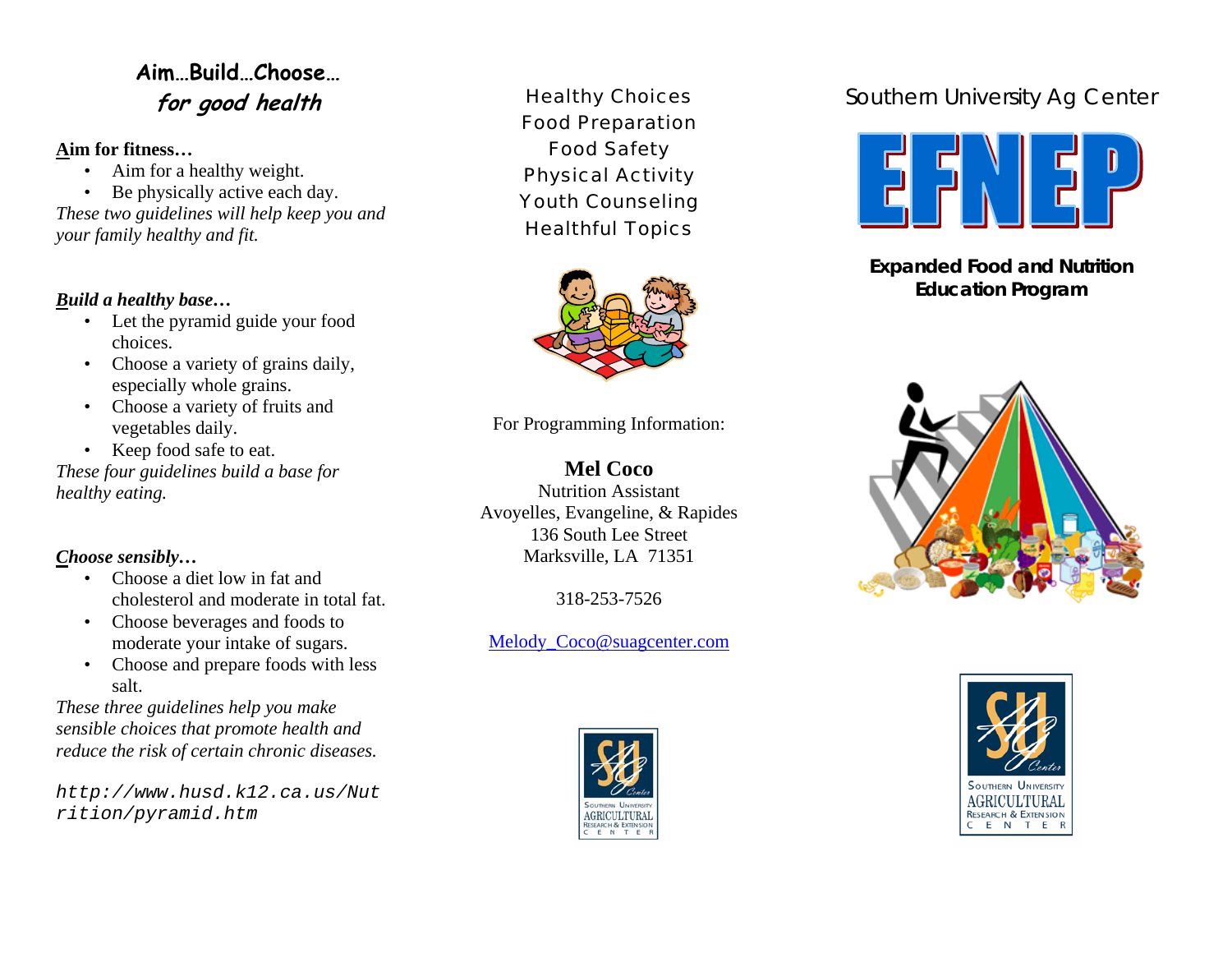## Aim…Build…Choose… *for good health*

**Aim for fitness…**

- Aim for a healthy weight.
- Be physically active each day.

*These two guidelines will help keep you and your family healthy and fit.*

***Build a healthy base…***

- Let the pyramid guide your food choices.
- Choose a variety of grains daily, especially whole grains.
- Choose a variety of fruits and vegetables daily.
- Keep food safe to eat.

*These four guidelines build a base for healthy eating.*

***Choose sensibly…***

- Choose a diet low in fat and cholesterol and moderate in total fat.
- Choose beverages and foods to moderate your intake of sugars.
- Choose and prepare foods with less salt.

*These three guidelines help you make sensible choices that promote health and reduce the risk of certain chronic diseases.*

*http://www.husd.k12.ca.us/Nutrition/pyramid.htm*

Healthy Choices
Food Preparation
Food Safety
Physical Activity
Youth Counseling
Healthful Topics

For Programming Information:

**Mel Coco**
Nutrition Assistant
Avoyelles, Evangeline, & Rapides
136 South Lee Street
Marksville, LA 71351

318-253-7526

Melody_Coco@suagcenter.com

Southern University Ag Center

# EFNEP

**Expanded Food and Nutrition Education Program**

Southern University Agricultural Research & Extension Center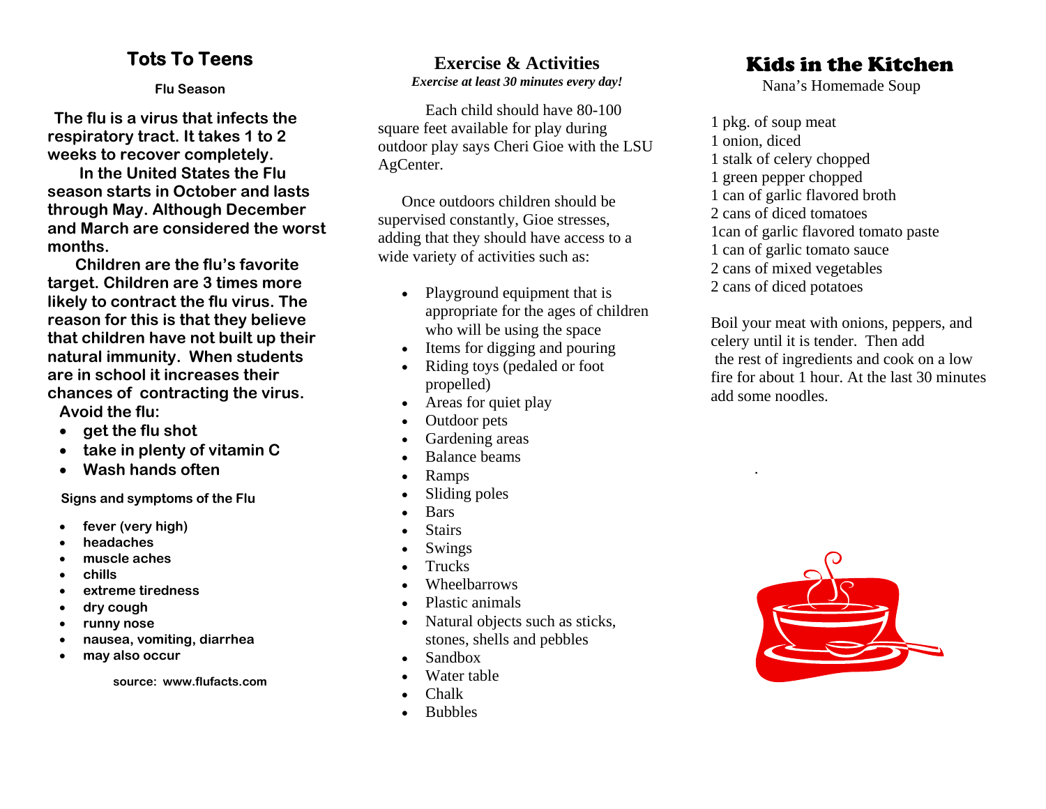## Tots To Teens

### Flu Season

**The flu is a virus that infects the respiratory tract. It takes 1 to 2 weeks to recover completely.**

**In the United States the Flu season starts in October and lasts through May. Although December and March are considered the worst months.**

**Children are the flu's favorite target. Children are 3 times more likely to contract the flu virus. The reason for this is that they believe that children have not built up their natural immunity. When students are in school it increases their chances of contracting the virus.**

**Avoid the flu:**

- **get the flu shot**
- **take in plenty of vitamin C**
- **Wash hands often**

**Signs and symptoms of the Flu**

- **fever (very high)**
- **headaches**
- **muscle aches**
- **chills**
- **extreme tiredness**
- **dry cough**
- **runny nose**
- **nausea, vomiting, diarrhea**
- **may also occur**

**source: www.flufacts.com**

## Exercise & Activities

***Exercise at least 30 minutes every day!***

Each child should have 80-100 square feet available for play during outdoor play says Cheri Gioe with the LSU AgCenter.

Once outdoors children should be supervised constantly, Gioe stresses, adding that they should have access to a wide variety of activities such as:

- Playground equipment that is appropriate for the ages of children who will be using the space
- Items for digging and pouring
- Riding toys (pedaled or foot propelled)
- Areas for quiet play
- Outdoor pets
- Gardening areas
- Balance beams
- Ramps
- Sliding poles
- Bars
- Stairs
- Swings
- Trucks
- Wheelbarrows
- Plastic animals
- Natural objects such as sticks, stones, shells and pebbles
- Sandbox
- Water table
- Chalk
- Bubbles

## Kids in the Kitchen

Nana's Homemade Soup

1 pkg. of soup meat
1 onion, diced
1 stalk of celery chopped
1 green pepper chopped
1 can of garlic flavored broth
2 cans of diced tomatoes
1can of garlic flavored tomato paste
1 can of garlic tomato sauce
2 cans of mixed vegetables
2 cans of diced potatoes

Boil your meat with onions, peppers, and celery until it is tender. Then add the rest of ingredients and cook on a low fire for about 1 hour. At the last 30 minutes add some noodles.